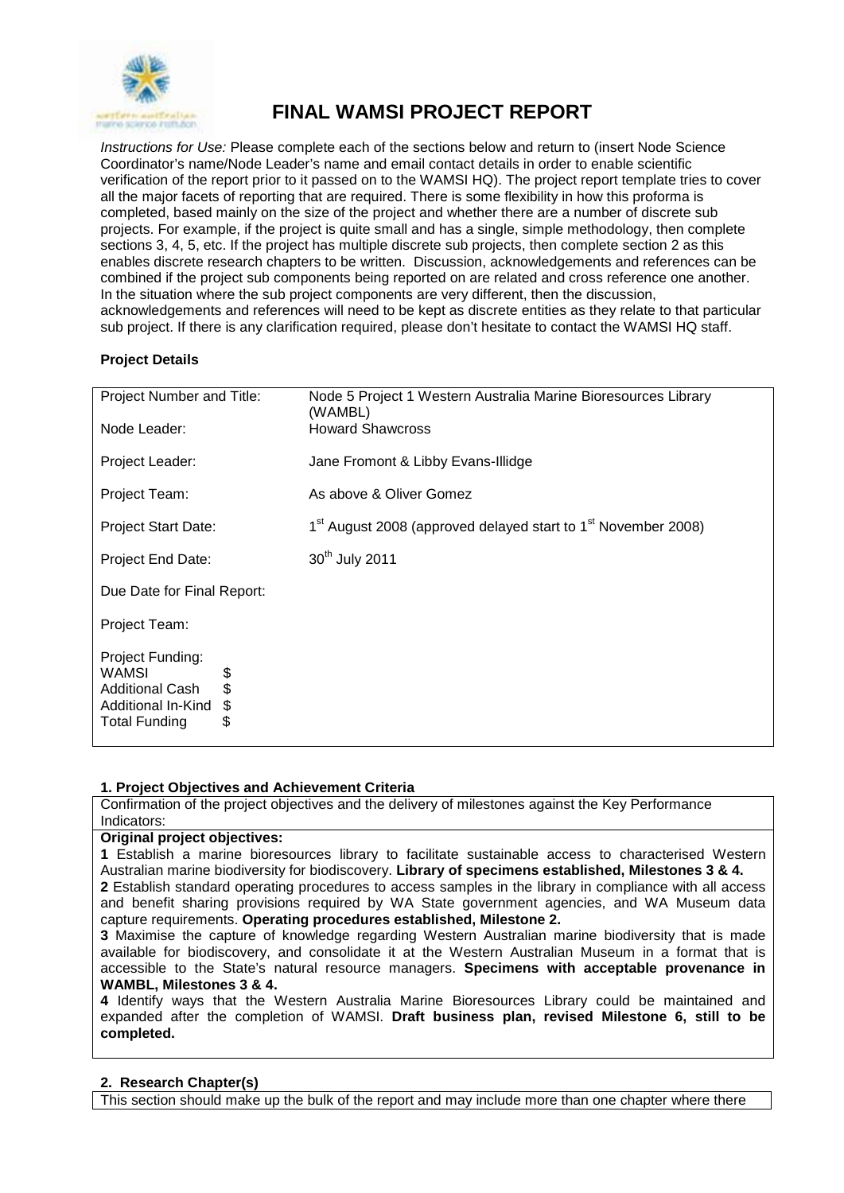# FINAL WAMSI PROJECT REPORT

*Instructions for Use:* Please complete each of the sections below and return to (insert Node Science Coordinator's name/Node Leader's name and email contact details in order to enable scientific verification of the report prior to it passed on to the WAMSI HQ). The project report template tries to cover all the major facets of reporting that are required. There is some flexibility in how this proforma is completed, based mainly on the size of the project and whether there are a number of discrete sub projects. For example, if the project is quite small and has a single, simple methodology, then complete sections 3, 4, 5, etc. If the project has multiple discrete sub projects, then complete section 2 as this enables discrete research chapters to be written. Discussion, acknowledgements and references can be combined if the project sub components being reported on are related and cross reference one another. In the situation where the sub project components are very different, then the discussion, acknowledgements and references will need to be kept as discrete entities as they relate to that particular sub project. If there is any clarification required, please don't hesitate to contact the WAMSI HQ staff.

**Project Details**

| | |
|---|---|
| Project Number and Title: | Node 5 Project 1 Western Australia Marine Bioresources Library (WAMBL) |
| Node Leader: | Howard Shawcross |
| Project Leader: | Jane Fromont & Libby Evans-Illidge |
| Project Team: | As above & Oliver Gomez |
| Project Start Date: | 1st August 2008 (approved delayed start to 1st November 2008) |
| Project End Date: | 30th July 2011 |
| Due Date for Final Report: | |
| Project Team: | |
| Project Funding:<br>WAMSI $<br>Additional Cash $<br>Additional In-Kind $<br>Total Funding $ | |

**1. Project Objectives and Achievement Criteria**

Confirmation of the project objectives and the delivery of milestones against the Key Performance Indicators:

**Original project objectives:**

**1** Establish a marine bioresources library to facilitate sustainable access to characterised Western Australian marine biodiversity for biodiscovery. **Library of specimens established, Milestones 3 & 4.**

**2** Establish standard operating procedures to access samples in the library in compliance with all access and benefit sharing provisions required by WA State government agencies, and WA Museum data capture requirements. **Operating procedures established, Milestone 2.**

**3** Maximise the capture of knowledge regarding Western Australian marine biodiversity that is made available for biodiscovery, and consolidate it at the Western Australian Museum in a format that is accessible to the State's natural resource managers. **Specimens with acceptable provenance in WAMBL, Milestones 3 & 4.**

**4** Identify ways that the Western Australia Marine Bioresources Library could be maintained and expanded after the completion of WAMSI. **Draft business plan, revised Milestone 6, still to be completed.**

**2. Research Chapter(s)**

This section should make up the bulk of the report and may include more than one chapter where there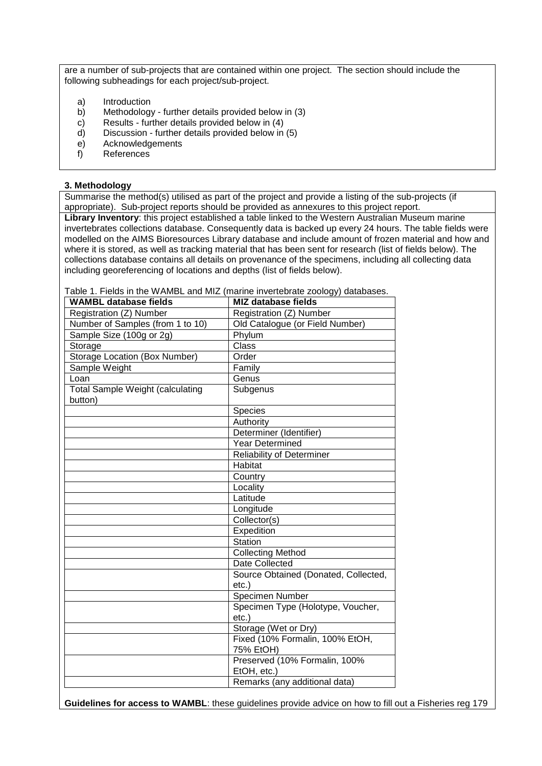are a number of sub-projects that are contained within one project. The section should include the following subheadings for each project/sub-project.

a) Introduction
b) Methodology - further details provided below in (3)
c) Results - further details provided below in (4)
d) Discussion - further details provided below in (5)
e) Acknowledgements
f) References

**3. Methodology**

Summarise the method(s) utilised as part of the project and provide a listing of the sub-projects (if appropriate). Sub-project reports should be provided as annexures to this project report.

**Library Inventory**: this project established a table linked to the Western Australian Museum marine invertebrates collections database. Consequently data is backed up every 24 hours. The table fields were modelled on the AIMS Bioresources Library database and include amount of frozen material and how and where it is stored, as well as tracking material that has been sent for research (list of fields below). The collections database contains all details on provenance of the specimens, including all collecting data including georeferencing of locations and depths (list of fields below).

Table 1. Fields in the WAMBL and MIZ (marine invertebrate zoology) databases.

| WAMBL database fields | MIZ database fields |
|---|---|
| Registration (Z) Number | Registration (Z) Number |
| Number of Samples (from 1 to 10) | Old Catalogue (or Field Number) |
| Sample Size (100g or 2g) | Phylum |
| Storage | Class |
| Storage Location (Box Number) | Order |
| Sample Weight | Family |
| Loan | Genus |
| Total Sample Weight (calculating button) | Subgenus |
| | Species |
| | Authority |
| | Determiner (Identifier) |
| | Year Determined |
| | Reliability of Determiner |
| | Habitat |
| | Country |
| | Locality |
| | Latitude |
| | Longitude |
| | Collector(s) |
| | Expedition |
| | Station |
| | Collecting Method |
| | Date Collected |
| | Source Obtained (Donated, Collected, etc.) |
| | Specimen Number |
| | Specimen Type (Holotype, Voucher, etc.) |
| | Storage (Wet or Dry) |
| | Fixed (10% Formalin, 100% EtOH, 75% EtOH) |
| | Preserved (10% Formalin, 100% EtOH, etc.) |
| | Remarks (any additional data) |

**Guidelines for access to WAMBL**: these guidelines provide advice on how to fill out a Fisheries reg 179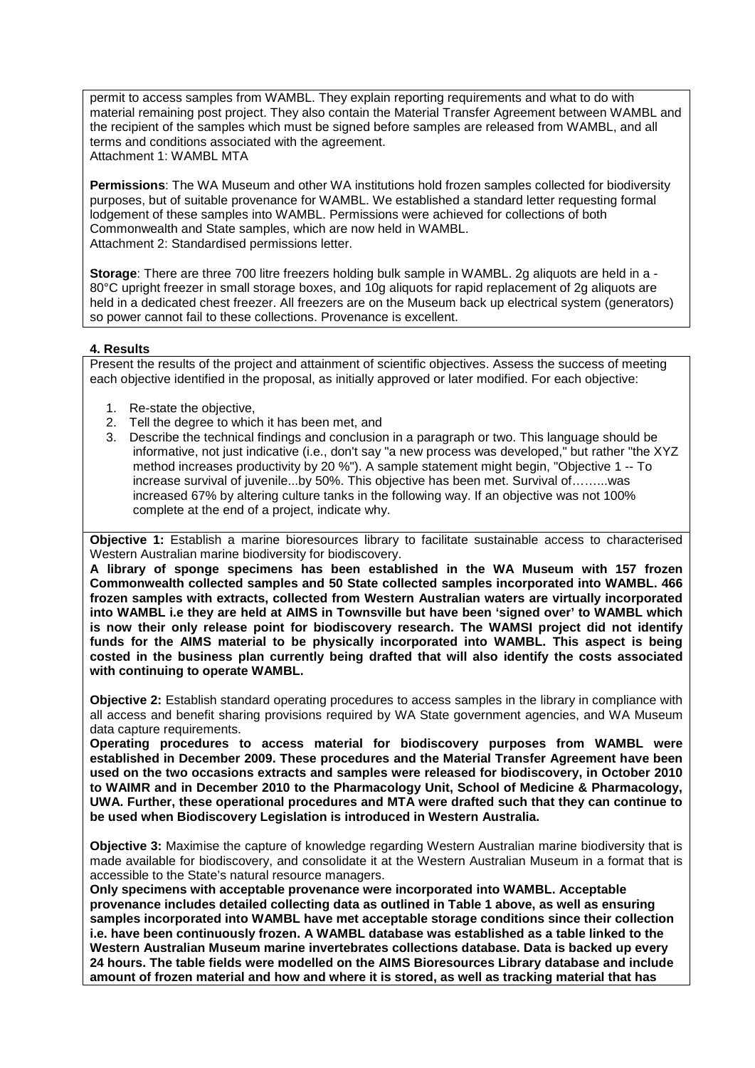permit to access samples from WAMBL. They explain reporting requirements and what to do with material remaining post project. They also contain the Material Transfer Agreement between WAMBL and the recipient of the samples which must be signed before samples are released from WAMBL, and all terms and conditions associated with the agreement.
Attachment 1: WAMBL MTA

**Permissions**: The WA Museum and other WA institutions hold frozen samples collected for biodiversity purposes, but of suitable provenance for WAMBL. We established a standard letter requesting formal lodgement of these samples into WAMBL. Permissions were achieved for collections of both Commonwealth and State samples, which are now held in WAMBL.
Attachment 2: Standardised permissions letter.

**Storage**: There are three 700 litre freezers holding bulk sample in WAMBL. 2g aliquots are held in a -80°C upright freezer in small storage boxes, and 10g aliquots for rapid replacement of 2g aliquots are held in a dedicated chest freezer. All freezers are on the Museum back up electrical system (generators) so power cannot fail to these collections. Provenance is excellent.

## 4. Results

Present the results of the project and attainment of scientific objectives. Assess the success of meeting each objective identified in the proposal, as initially approved or later modified. For each objective:

1. Re-state the objective,
2. Tell the degree to which it has been met, and
3. Describe the technical findings and conclusion in a paragraph or two. This language should be informative, not just indicative (i.e., don't say "a new process was developed," but rather "the XYZ method increases productivity by 20 %"). A sample statement might begin, "Objective 1 -- To increase survival of juvenile...by 50%. This objective has been met. Survival of……...was increased 67% by altering culture tanks in the following way. If an objective was not 100% complete at the end of a project, indicate why.

**Objective 1:** Establish a marine bioresources library to facilitate sustainable access to characterised Western Australian marine biodiversity for biodiscovery.
**A library of sponge specimens has been established in the WA Museum with 157 frozen Commonwealth collected samples and 50 State collected samples incorporated into WAMBL. 466 frozen samples with extracts, collected from Western Australian waters are virtually incorporated into WAMBL i.e they are held at AIMS in Townsville but have been 'signed over' to WAMBL which is now their only release point for biodiscovery research. The WAMSI project did not identify funds for the AIMS material to be physically incorporated into WAMBL. This aspect is being costed in the business plan currently being drafted that will also identify the costs associated with continuing to operate WAMBL.**

**Objective 2:** Establish standard operating procedures to access samples in the library in compliance with all access and benefit sharing provisions required by WA State government agencies, and WA Museum data capture requirements.
**Operating procedures to access material for biodiscovery purposes from WAMBL were established in December 2009. These procedures and the Material Transfer Agreement have been used on the two occasions extracts and samples were released for biodiscovery, in October 2010 to WAIMR and in December 2010 to the Pharmacology Unit, School of Medicine & Pharmacology, UWA. Further, these operational procedures and MTA were drafted such that they can continue to be used when Biodiscovery Legislation is introduced in Western Australia.**

**Objective 3:** Maximise the capture of knowledge regarding Western Australian marine biodiversity that is made available for biodiscovery, and consolidate it at the Western Australian Museum in a format that is accessible to the State's natural resource managers.
**Only specimens with acceptable provenance were incorporated into WAMBL. Acceptable provenance includes detailed collecting data as outlined in Table 1 above, as well as ensuring samples incorporated into WAMBL have met acceptable storage conditions since their collection i.e. have been continuously frozen. A WAMBL database was established as a table linked to the Western Australian Museum marine invertebrates collections database. Data is backed up every 24 hours. The table fields were modelled on the AIMS Bioresources Library database and include amount of frozen material and how and where it is stored, as well as tracking material that has**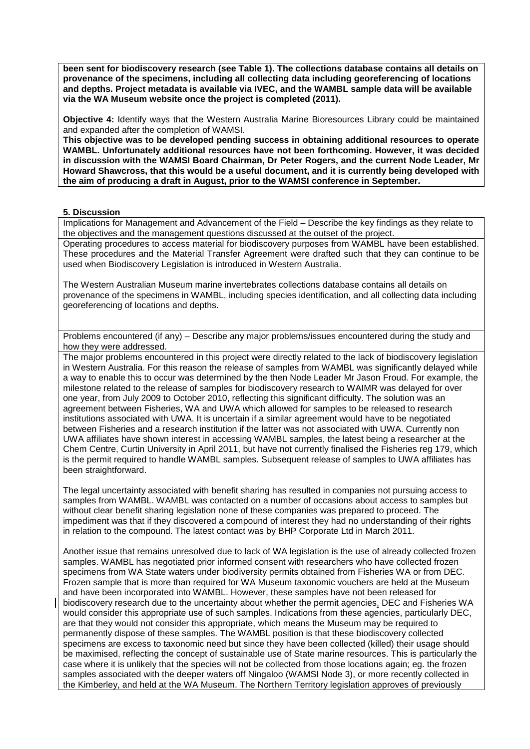**been sent for biodiscovery research (see Table 1). The collections database contains all details on provenance of the specimens, including all collecting data including georeferencing of locations and depths. Project metadata is available via IVEC, and the WAMBL sample data will be available via the WA Museum website once the project is completed (2011).**

**Objective 4:** Identify ways that the Western Australia Marine Bioresources Library could be maintained and expanded after the completion of WAMSI.

**This objective was to be developed pending success in obtaining additional resources to operate WAMBL. Unfortunately additional resources have not been forthcoming. However, it was decided in discussion with the WAMSI Board Chairman, Dr Peter Rogers, and the current Node Leader, Mr Howard Shawcross, that this would be a useful document, and it is currently being developed with the aim of producing a draft in August, prior to the WAMSI conference in September.**

**5. Discussion**

Implications for Management and Advancement of the Field – Describe the key findings as they relate to the objectives and the management questions discussed at the outset of the project.

Operating procedures to access material for biodiscovery purposes from WAMBL have been established. These procedures and the Material Transfer Agreement were drafted such that they can continue to be used when Biodiscovery Legislation is introduced in Western Australia.

The Western Australian Museum marine invertebrates collections database contains all details on provenance of the specimens in WAMBL, including species identification, and all collecting data including georeferencing of locations and depths.

Problems encountered (if any) – Describe any major problems/issues encountered during the study and how they were addressed.

The major problems encountered in this project were directly related to the lack of biodiscovery legislation in Western Australia. For this reason the release of samples from WAMBL was significantly delayed while a way to enable this to occur was determined by the then Node Leader Mr Jason Froud. For example, the milestone related to the release of samples for biodiscovery research to WAIMR was delayed for over one year, from July 2009 to October 2010, reflecting this significant difficulty. The solution was an agreement between Fisheries, WA and UWA which allowed for samples to be released to research institutions associated with UWA. It is uncertain if a similar agreement would have to be negotiated between Fisheries and a research institution if the latter was not associated with UWA. Currently non UWA affiliates have shown interest in accessing WAMBL samples, the latest being a researcher at the Chem Centre, Curtin University in April 2011, but have not currently finalised the Fisheries reg 179, which is the permit required to handle WAMBL samples. Subsequent release of samples to UWA affiliates has been straightforward.

The legal uncertainty associated with benefit sharing has resulted in companies not pursuing access to samples from WAMBL. WAMBL was contacted on a number of occasions about access to samples but without clear benefit sharing legislation none of these companies was prepared to proceed. The impediment was that if they discovered a compound of interest they had no understanding of their rights in relation to the compound. The latest contact was by BHP Corporate Ltd in March 2011.

Another issue that remains unresolved due to lack of WA legislation is the use of already collected frozen samples. WAMBL has negotiated prior informed consent with researchers who have collected frozen specimens from WA State waters under biodiversity permits obtained from Fisheries WA or from DEC. Frozen sample that is more than required for WA Museum taxonomic vouchers are held at the Museum and have been incorporated into WAMBL. However, these samples have not been released for biodiscovery research due to the uncertainty about whether the permit agencies, DEC and Fisheries WA would consider this appropriate use of such samples. Indications from these agencies, particularly DEC, are that they would not consider this appropriate, which means the Museum may be required to permanently dispose of these samples. The WAMBL position is that these biodiscovery collected specimens are excess to taxonomic need but since they have been collected (killed) their usage should be maximised, reflecting the concept of sustainable use of State marine resources. This is particularly the case where it is unlikely that the species will not be collected from those locations again; eg. the frozen samples associated with the deeper waters off Ningaloo (WAMSI Node 3), or more recently collected in the Kimberley, and held at the WA Museum. The Northern Territory legislation approves of previously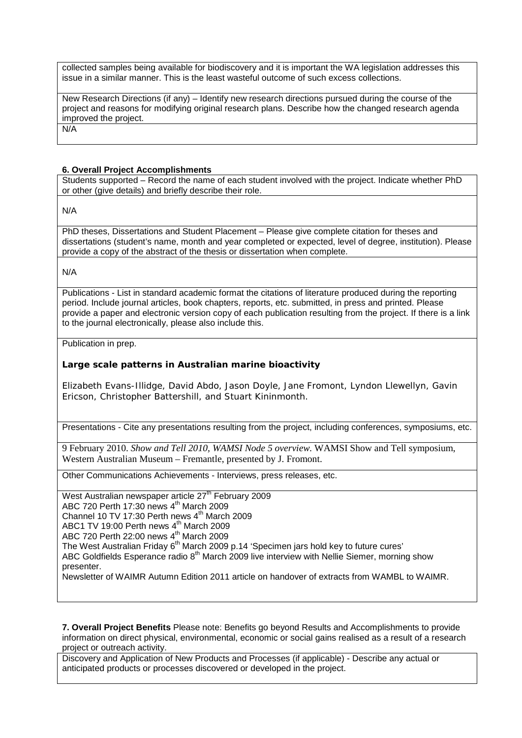collected samples being available for biodiscovery and it is important the WA legislation addresses this issue in a similar manner. This is the least wasteful outcome of such excess collections.

New Research Directions (if any) – Identify new research directions pursued during the course of the project and reasons for modifying original research plans. Describe how the changed research agenda improved the project.

N/A

### 6. Overall Project Accomplishments

Students supported – Record the name of each student involved with the project. Indicate whether PhD or other (give details) and briefly describe their role.

N/A

PhD theses, Dissertations and Student Placement – Please give complete citation for theses and dissertations (student's name, month and year completed or expected, level of degree, institution). Please provide a copy of the abstract of the thesis or dissertation when complete.

N/A

Publications - List in standard academic format the citations of literature produced during the reporting period. Include journal articles, book chapters, reports, etc. submitted, in press and printed. Please provide a paper and electronic version copy of each publication resulting from the project. If there is a link to the journal electronically, please also include this.

Publication in prep.

**Large scale patterns in Australian marine bioactivity**

Elizabeth Evans-Illidge, David Abdo, Jason Doyle, Jane Fromont, Lyndon Llewellyn, Gavin Ericson, Christopher Battershill, and Stuart Kininmonth.

Presentations - Cite any presentations resulting from the project, including conferences, symposiums, etc.

9 February 2010. *Show and Tell 2010, WAMSI Node 5 overview.* WAMSI Show and Tell symposium, Western Australian Museum – Fremantle, presented by J. Fromont.

Other Communications Achievements - Interviews, press releases, etc.

West Australian newspaper article 27th February 2009
ABC 720 Perth 17:30 news 4th March 2009
Channel 10 TV 17:30 Perth news 4th March 2009
ABC1 TV 19:00 Perth news 4th March 2009
ABC 720 Perth 22:00 news 4th March 2009
The West Australian Friday 6th March 2009 p.14 'Specimen jars hold key to future cures'
ABC Goldfields Esperance radio 8th March 2009 live interview with Nellie Siemer, morning show presenter.
Newsletter of WAIMR Autumn Edition 2011 article on handover of extracts from WAMBL to WAIMR.

**7. Overall Project Benefits** Please note: Benefits go beyond Results and Accomplishments to provide information on direct physical, environmental, economic or social gains realised as a result of a research project or outreach activity.

Discovery and Application of New Products and Processes (if applicable) - Describe any actual or anticipated products or processes discovered or developed in the project.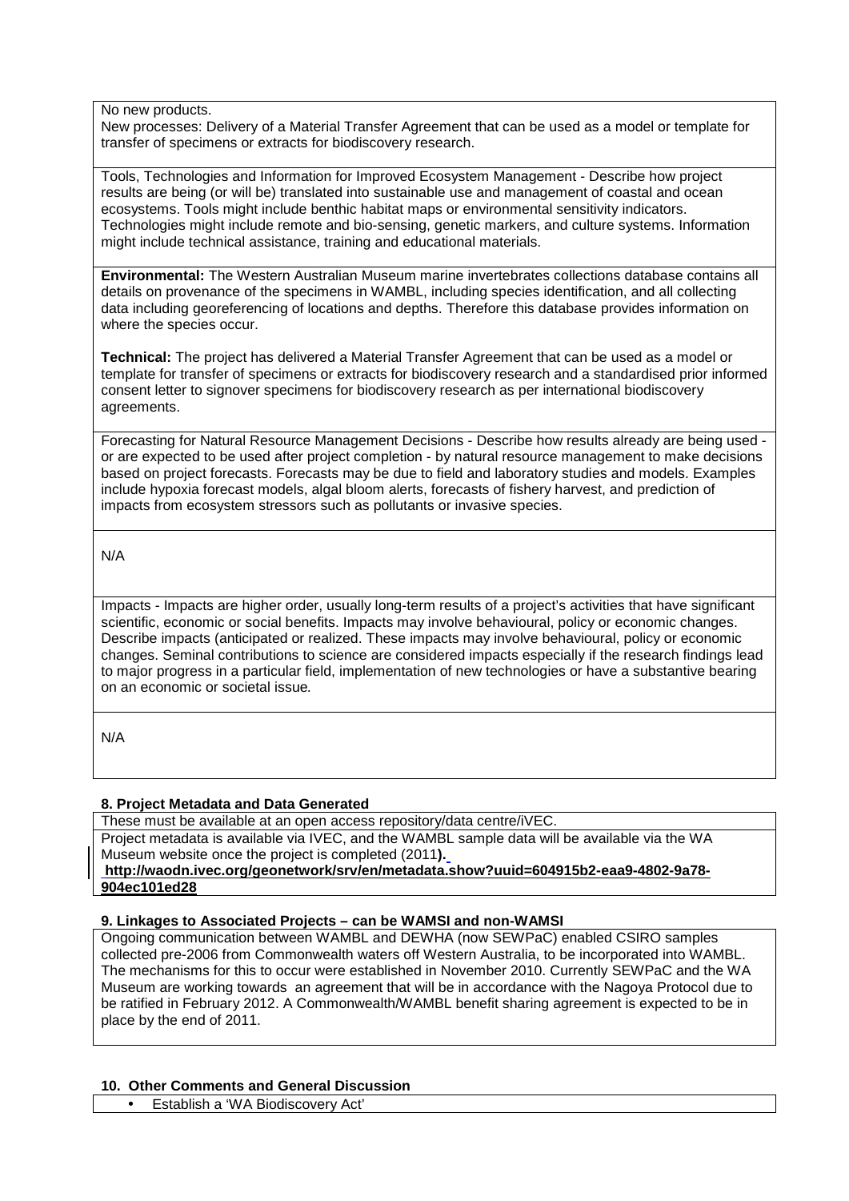No new products.
New processes: Delivery of a Material Transfer Agreement that can be used as a model or template for transfer of specimens or extracts for biodiscovery research.

Tools, Technologies and Information for Improved Ecosystem Management - Describe how project results are being (or will be) translated into sustainable use and management of coastal and ocean ecosystems. Tools might include benthic habitat maps or environmental sensitivity indicators. Technologies might include remote and bio-sensing, genetic markers, and culture systems. Information might include technical assistance, training and educational materials.

**Environmental:** The Western Australian Museum marine invertebrates collections database contains all details on provenance of the specimens in WAMBL, including species identification, and all collecting data including georeferencing of locations and depths. Therefore this database provides information on where the species occur.

**Technical:** The project has delivered a Material Transfer Agreement that can be used as a model or template for transfer of specimens or extracts for biodiscovery research and a standardised prior informed consent letter to signover specimens for biodiscovery research as per international biodiscovery agreements.

Forecasting for Natural Resource Management Decisions - Describe how results already are being used - or are expected to be used after project completion - by natural resource management to make decisions based on project forecasts. Forecasts may be due to field and laboratory studies and models. Examples include hypoxia forecast models, algal bloom alerts, forecasts of fishery harvest, and prediction of impacts from ecosystem stressors such as pollutants or invasive species.

N/A

Impacts - Impacts are higher order, usually long-term results of a project's activities that have significant scientific, economic or social benefits. Impacts may involve behavioural, policy or economic changes. Describe impacts (anticipated or realized. These impacts may involve behavioural, policy or economic changes. Seminal contributions to science are considered impacts especially if the research findings lead to major progress in a particular field, implementation of new technologies or have a substantive bearing on an economic or societal issue.

N/A

### 8. Project Metadata and Data Generated

These must be available at an open access repository/data centre/iVEC.

Project metadata is available via IVEC, and the WAMBL sample data will be available via the WA Museum website once the project is completed (2011**).**
**http://waodn.ivec.org/geonetwork/srv/en/metadata.show?uuid=604915b2-eaa9-4802-9a78-904ec101ed28**

### 9. Linkages to Associated Projects – can be WAMSI and non-WAMSI

Ongoing communication between WAMBL and DEWHA (now SEWPaC) enabled CSIRO samples collected pre-2006 from Commonwealth waters off Western Australia, to be incorporated into WAMBL. The mechanisms for this to occur were established in November 2010. Currently SEWPaC and the WA Museum are working towards an agreement that will be in accordance with the Nagoya Protocol due to be ratified in February 2012. A Commonwealth/WAMBL benefit sharing agreement is expected to be in place by the end of 2011.

### 10. Other Comments and General Discussion

- Establish a 'WA Biodiscovery Act'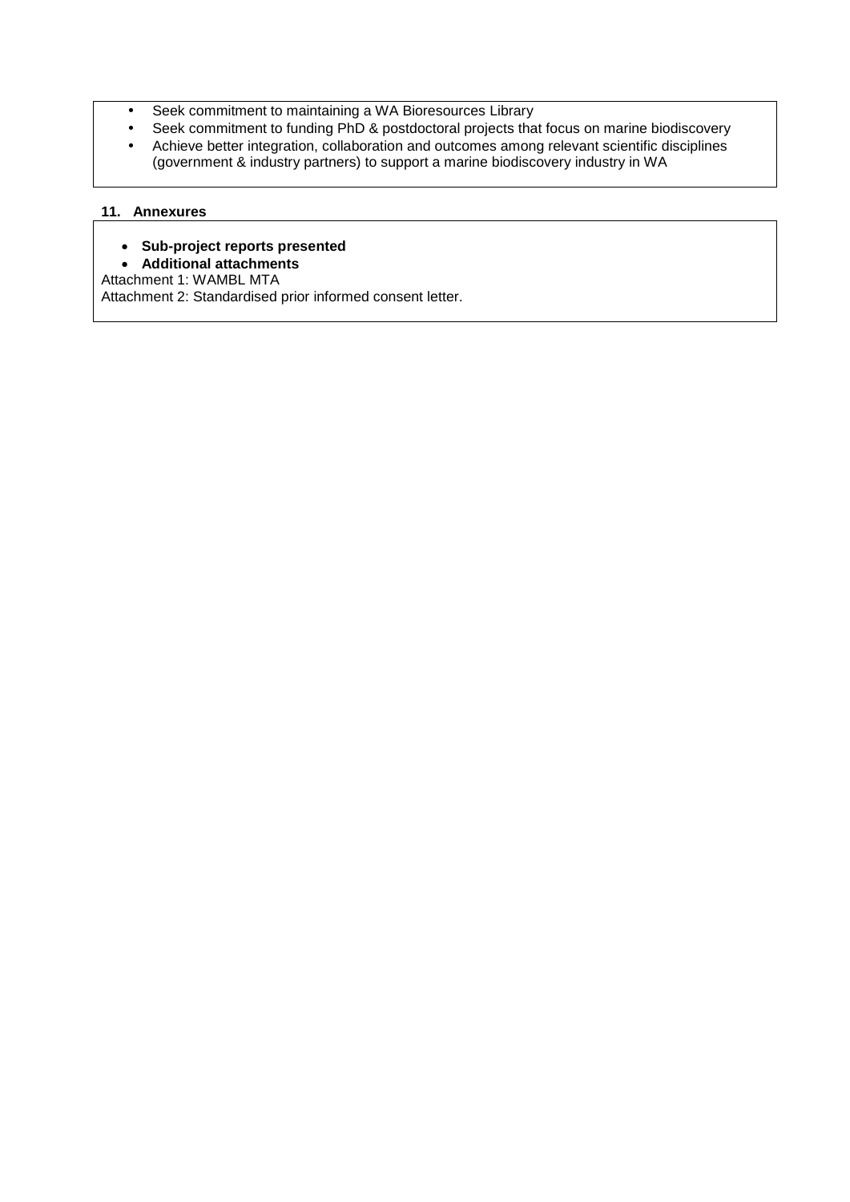- Seek commitment to maintaining a WA Bioresources Library
- Seek commitment to funding PhD & postdoctoral projects that focus on marine biodiscovery
- Achieve better integration, collaboration and outcomes among relevant scientific disciplines (government & industry partners) to support a marine biodiscovery industry in WA

## 11. Annexures

- **Sub-project reports presented**
- **Additional attachments**

Attachment 1: WAMBL MTA

Attachment 2: Standardised prior informed consent letter.